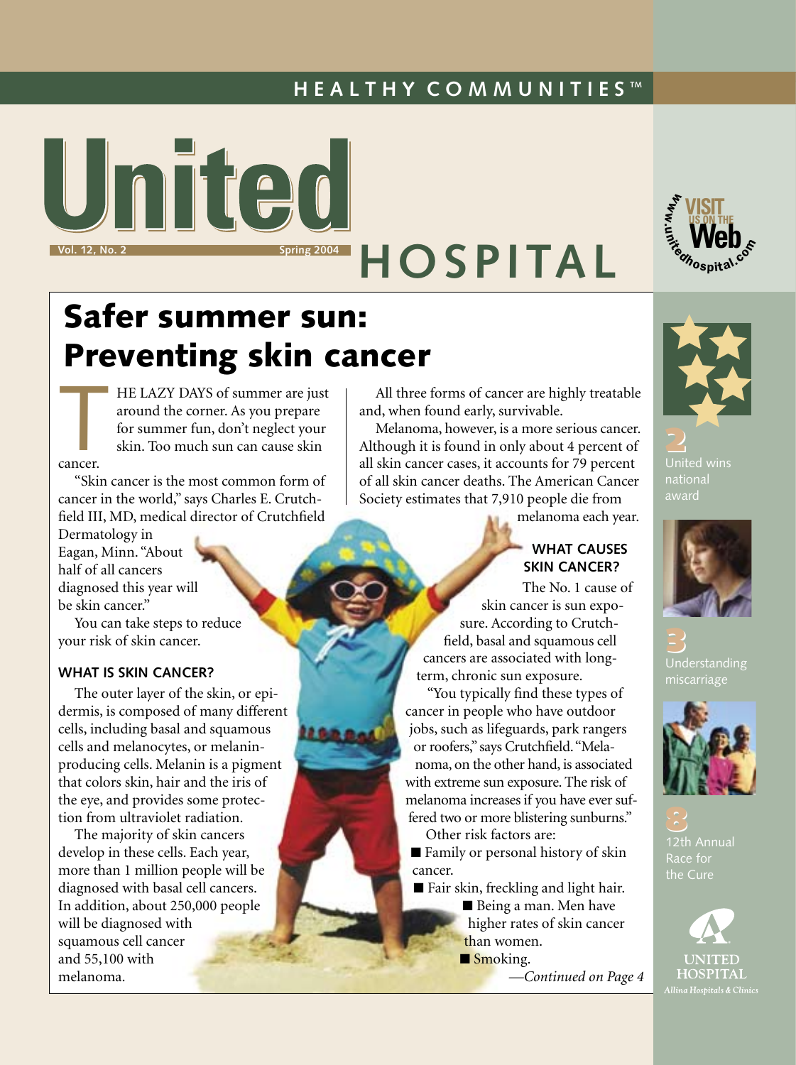HEALTHY COMMUNITIES™

# United HOSPITAL

Vol. 12, No. 2 Spring 2004

VISIT US ON THE Web www.unitedhospital.com

## Safer summer sun: Preventing skin cancer

THE LAZY DAYS of summer are just around the corner. As you prepare for summer fun, don't neglect your skin. Too much sun can cause skin cancer.

"Skin cancer is the most common form of cancer in the world," says Charles E. Crutchfield III, MD, medical director of Crutchfield Dermatology in Eagan, Minn. "About half of all cancers diagnosed this year will be skin cancer."

You can take steps to reduce your risk of skin cancer.

### WHAT IS SKIN CANCER?

The outer layer of the skin, or epidermis, is composed of many different cells, including basal and squamous cells and melanocytes, or melanin-producing cells. Melanin is a pigment that colors skin, hair and the iris of the eye, and provides some protection from ultraviolet radiation.

The majority of skin cancers develop in these cells. Each year, more than 1 million people will be diagnosed with basal cell cancers. In addition, about 250,000 people will be diagnosed with squamous cell cancer and 55,100 with melanoma.

All three forms of cancer are highly treatable and, when found early, survivable.

Melanoma, however, is a more serious cancer. Although it is found in only about 4 percent of all skin cancer cases, it accounts for 79 percent of all skin cancer deaths. The American Cancer Society estimates that 7,910 people die from melanoma each year.

### WHAT CAUSES SKIN CANCER?

The No. 1 cause of skin cancer is sun exposure. According to Crutchfield, basal and squamous cell cancers are associated with long-term, chronic sun exposure.

"You typically find these types of cancer in people who have outdoor jobs, such as lifeguards, park rangers or roofers," says Crutchfield. "Melanoma, on the other hand, is associated with extreme sun exposure. The risk of melanoma increases if you have ever suffered two or more blistering sunburns."

Other risk factors are:

- Family or personal history of skin cancer.
- Fair skin, freckling and light hair.
- Being a man. Men have higher rates of skin cancer than women.
- Smoking.

*—Continued on Page 4*

**2** United wins national award

**3** Understanding miscarriage

**8** 12th Annual Race for the Cure

UNITED HOSPITAL
*Allina Hospitals & Clinics*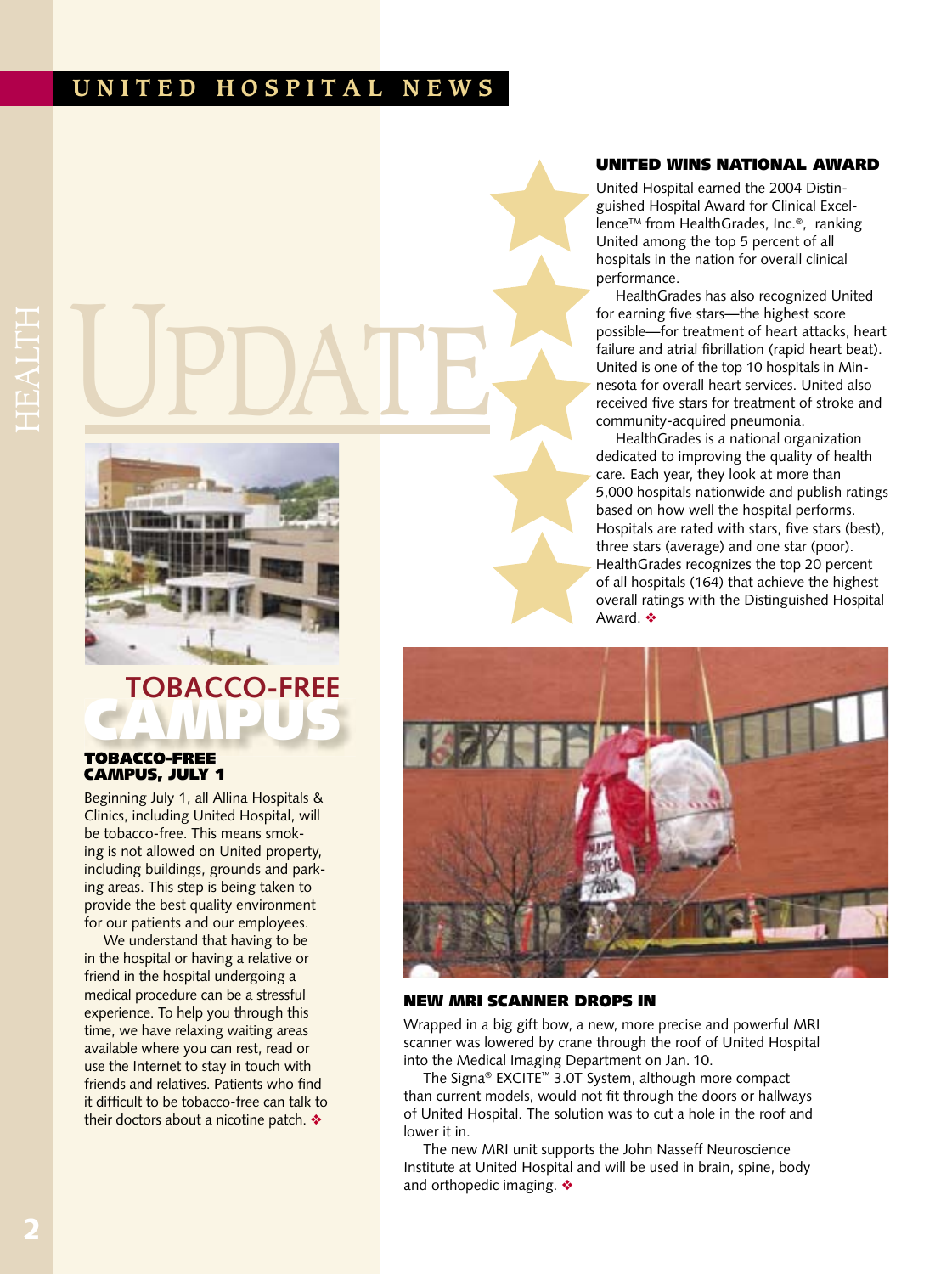UNITED HOSPITAL NEWS

HEALTH

# UPDATE

## TOBACCO-FREE CAMPUS

### TOBACCO-FREE CAMPUS, JULY 1

Beginning July 1, all Allina Hospitals & Clinics, including United Hospital, will be tobacco-free. This means smoking is not allowed on United property, including buildings, grounds and parking areas. This step is being taken to provide the best quality environment for our patients and our employees.

We understand that having to be in the hospital or having a relative or friend in the hospital undergoing a medical procedure can be a stressful experience. To help you through this time, we have relaxing waiting areas available where you can rest, read or use the Internet to stay in touch with friends and relatives. Patients who find it difficult to be tobacco-free can talk to their doctors about a nicotine patch. ❖

### UNITED WINS NATIONAL AWARD

United Hospital earned the 2004 Distinguished Hospital Award for Clinical Excellence™ from HealthGrades, Inc.®, ranking United among the top 5 percent of all hospitals in the nation for overall clinical performance.

HealthGrades has also recognized United for earning five stars—the highest score possible—for treatment of heart attacks, heart failure and atrial fibrillation (rapid heart beat). United is one of the top 10 hospitals in Minnesota for overall heart services. United also received five stars for treatment of stroke and community-acquired pneumonia.

HealthGrades is a national organization dedicated to improving the quality of health care. Each year, they look at more than 5,000 hospitals nationwide and publish ratings based on how well the hospital performs. Hospitals are rated with stars, five stars (best), three stars (average) and one star (poor). HealthGrades recognizes the top 20 percent of all hospitals (164) that achieve the highest overall ratings with the Distinguished Hospital Award. ❖

### NEW MRI SCANNER DROPS IN

Wrapped in a big gift bow, a new, more precise and powerful MRI scanner was lowered by crane through the roof of United Hospital into the Medical Imaging Department on Jan. 10.

The Signa® EXCITE™ 3.0T System, although more compact than current models, would not fit through the doors or hallways of United Hospital. The solution was to cut a hole in the roof and lower it in.

The new MRI unit supports the John Nasseff Neuroscience Institute at United Hospital and will be used in brain, spine, body and orthopedic imaging. ❖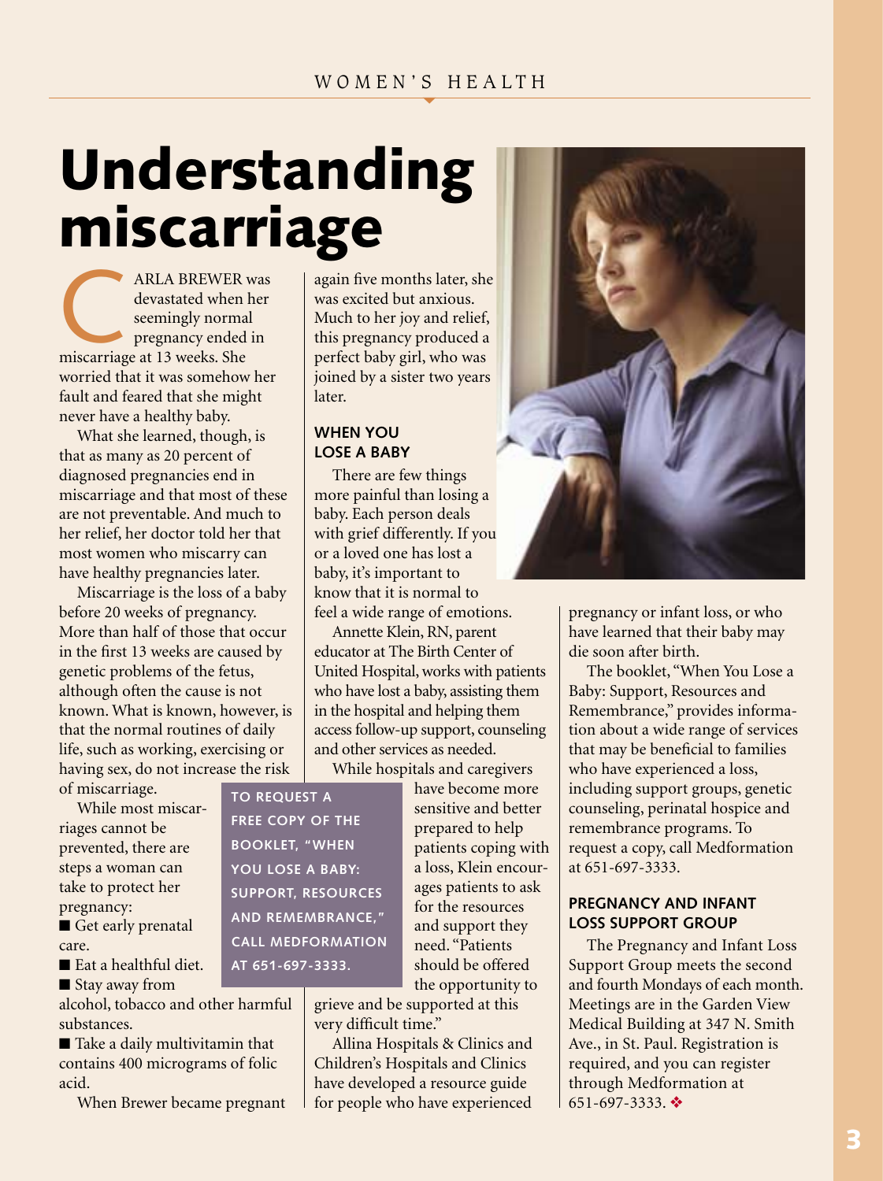# Understanding miscarriage

CARLA BREWER was devastated when her seemingly normal pregnancy ended in miscarriage at 13 weeks. She worried that it was somehow her fault and feared that she might never have a healthy baby.

What she learned, though, is that as many as 20 percent of diagnosed pregnancies end in miscarriage and that most of these are not preventable. And much to her relief, her doctor told her that most women who miscarry can have healthy pregnancies later.

Miscarriage is the loss of a baby before 20 weeks of pregnancy. More than half of those that occur in the first 13 weeks are caused by genetic problems of the fetus, although often the cause is not known. What is known, however, is that the normal routines of daily life, such as working, exercising or having sex, do not increase the risk of miscarriage.

While most miscarriages cannot be prevented, there are steps a woman can take to protect her pregnancy:

- Get early prenatal care.
- Eat a healthful diet.
- Stay away from alcohol, tobacco and other harmful substances.
- Take a daily multivitamin that contains 400 micrograms of folic acid.

When Brewer became pregnant again five months later, she was excited but anxious. Much to her joy and relief, this pregnancy produced a perfect baby girl, who was joined by a sister two years later.

## WHEN YOU LOSE A BABY

There are few things more painful than losing a baby. Each person deals with grief differently. If you or a loved one has lost a baby, it's important to know that it is normal to feel a wide range of emotions.

Annette Klein, RN, parent educator at The Birth Center of United Hospital, works with patients who have lost a baby, assisting them in the hospital and helping them access follow-up support, counseling and other services as needed.

While hospitals and caregivers have become more sensitive and better prepared to help patients coping with a loss, Klein encourages patients to ask for the resources and support they need. "Patients should be offered the opportunity to grieve and be supported at this very difficult time."

**TO REQUEST A FREE COPY OF THE BOOKLET, "WHEN YOU LOSE A BABY: SUPPORT, RESOURCES AND REMEMBRANCE," CALL MEDFORMATION AT 651-697-3333.**

Allina Hospitals & Clinics and Children's Hospitals and Clinics have developed a resource guide for people who have experienced pregnancy or infant loss, or who have learned that their baby may die soon after birth.

The booklet, "When You Lose a Baby: Support, Resources and Remembrance," provides information about a wide range of services that may be beneficial to families who have experienced a loss, including support groups, genetic counseling, perinatal hospice and remembrance programs. To request a copy, call Medformation at 651-697-3333.

## PREGNANCY AND INFANT LOSS SUPPORT GROUP

The Pregnancy and Infant Loss Support Group meets the second and fourth Mondays of each month. Meetings are in the Garden View Medical Building at 347 N. Smith Ave., in St. Paul. Registration is required, and you can register through Medformation at 651-697-3333. ❖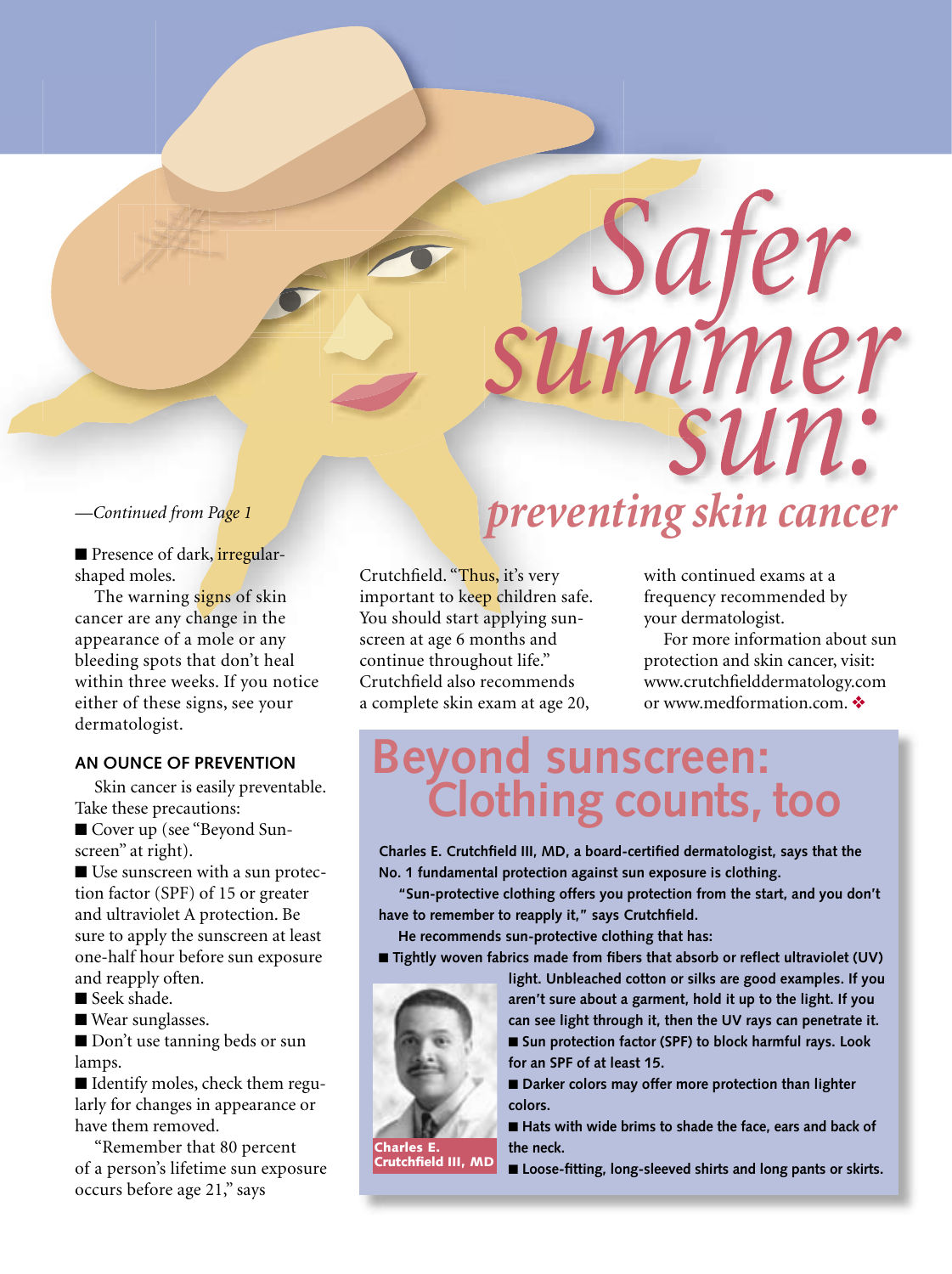# Safer summer sun: *preventing skin cancer*

*—Continued from Page 1*

■ Presence of dark, irregular-shaped moles.

The warning signs of skin cancer are any change in the appearance of a mole or any bleeding spots that don't heal within three weeks. If you notice either of these signs, see your dermatologist.

### AN OUNCE OF PREVENTION

Skin cancer is easily preventable. Take these precautions:

■ Cover up (see "Beyond Sunscreen" at right).
■ Use sunscreen with a sun protection factor (SPF) of 15 or greater and ultraviolet A protection. Be sure to apply the sunscreen at least one-half hour before sun exposure and reapply often.
■ Seek shade.
■ Wear sunglasses.
■ Don't use tanning beds or sun lamps.
■ Identify moles, check them regularly for changes in appearance or have them removed.

"Remember that 80 percent of a person's lifetime sun exposure occurs before age 21," says Crutchfield. "Thus, it's very important to keep children safe. You should start applying sunscreen at age 6 months and continue throughout life." Crutchfield also recommends a complete skin exam at age 20, with continued exams at a frequency recommended by your dermatologist.

For more information about sun protection and skin cancer, visit: www.crutchfielddermatology.com or www.medformation.com. ❖

## Beyond sunscreen: Clothing counts, too

**Charles E. Crutchfield III, MD, a board-certified dermatologist, says that the No. 1 fundamental protection against sun exposure is clothing.**

**"Sun-protective clothing offers you protection from the start, and you don't have to remember to reapply it," says Crutchfield.**

**He recommends sun-protective clothing that has:**

■ **Tightly woven fabrics made from fibers that absorb or reflect ultraviolet (UV) light. Unbleached cotton or silks are good examples. If you aren't sure about a garment, hold it up to the light. If you can see light through it, then the UV rays can penetrate it.**
■ **Sun protection factor (SPF) to block harmful rays. Look for an SPF of at least 15.**
■ **Darker colors may offer more protection than lighter colors.**
■ **Hats with wide brims to shade the face, ears and back of the neck.**
■ **Loose-fitting, long-sleeved shirts and long pants or skirts.**

**Charles E. Crutchfield III, MD**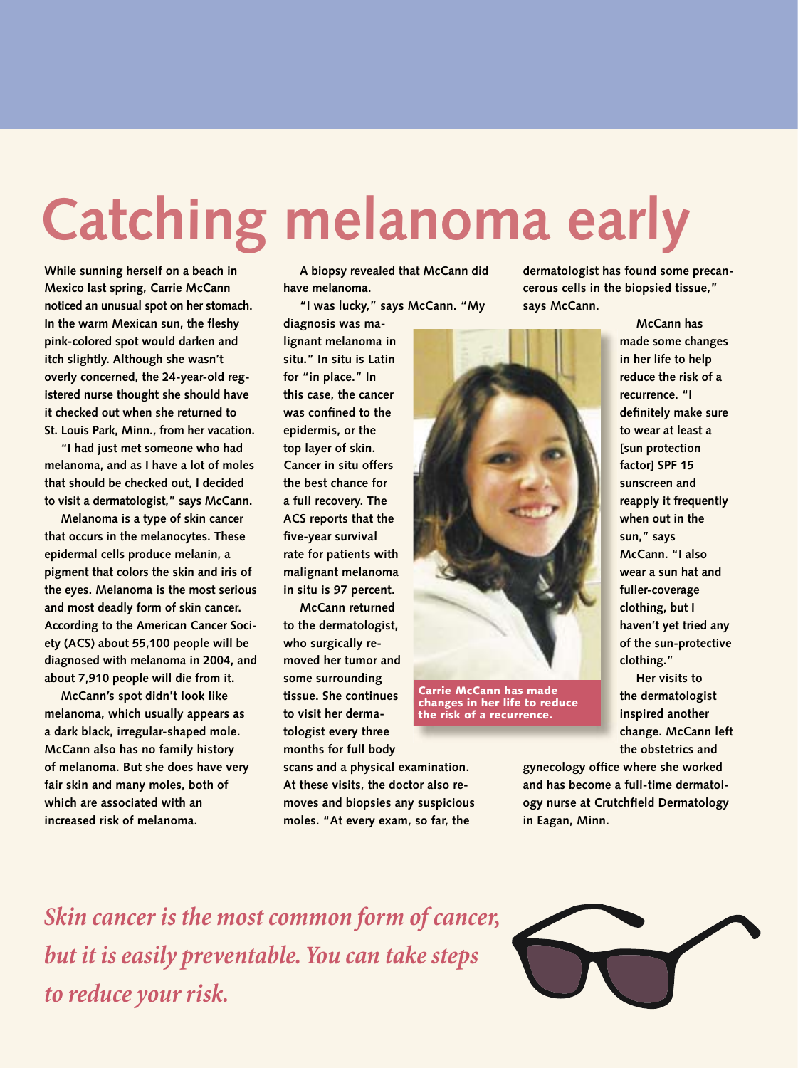# Catching melanoma early

While sunning herself on a beach in Mexico last spring, Carrie McCann noticed an unusual spot on her stomach. In the warm Mexican sun, the fleshy pink-colored spot would darken and itch slightly. Although she wasn't overly concerned, the 24-year-old registered nurse thought she should have it checked out when she returned to St. Louis Park, Minn., from her vacation.

"I had just met someone who had melanoma, and as I have a lot of moles that should be checked out, I decided to visit a dermatologist," says McCann.

Melanoma is a type of skin cancer that occurs in the melanocytes. These epidermal cells produce melanin, a pigment that colors the skin and iris of the eyes. Melanoma is the most serious and most deadly form of skin cancer. According to the American Cancer Society (ACS) about 55,100 people will be diagnosed with melanoma in 2004, and about 7,910 people will die from it.

McCann's spot didn't look like melanoma, which usually appears as a dark black, irregular-shaped mole. McCann also has no family history of melanoma. But she does have very fair skin and many moles, both of which are associated with an increased risk of melanoma.

A biopsy revealed that McCann did have melanoma.

"I was lucky," says McCann. "My diagnosis was malignant melanoma in situ." In situ is Latin for "in place." In this case, the cancer was confined to the epidermis, or the top layer of skin. Cancer in situ offers the best chance for a full recovery. The ACS reports that the five-year survival rate for patients with malignant melanoma in situ is 97 percent.

McCann returned to the dermatologist, who surgically removed her tumor and some surrounding tissue. She continues to visit her dermatologist every three months for full body scans and a physical examination. At these visits, the doctor also removes and biopsies any suspicious moles. "At every exam, so far, the dermatologist has found some precancerous cells in the biopsied tissue," says McCann.

Carrie McCann has made changes in her life to reduce the risk of a recurrence.

McCann has made some changes in her life to help reduce the risk of a recurrence. "I definitely make sure to wear at least a [sun protection factor] SPF 15 sunscreen and reapply it frequently when out in the sun," says McCann. "I also wear a sun hat and fuller-coverage clothing, but I haven't yet tried any of the sun-protective clothing."

Her visits to the dermatologist inspired another change. McCann left the obstetrics and gynecology office where she worked and has become a full-time dermatology nurse at Crutchfield Dermatology in Eagan, Minn.

*Skin cancer is the most common form of cancer, but it is easily preventable. You can take steps to reduce your risk.*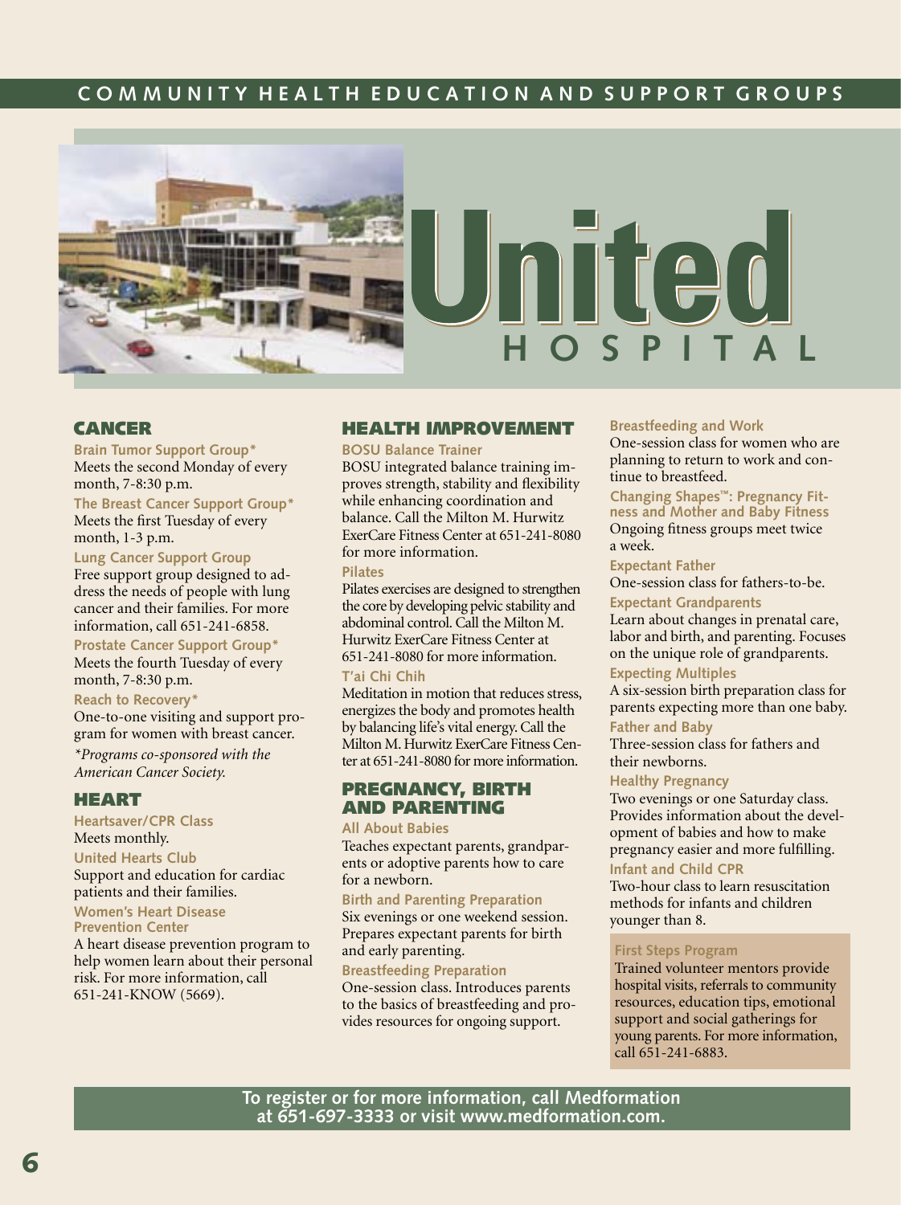# COMMUNITY HEALTH EDUCATION AND SUPPORT GROUPS

# United HOSPITAL

## CANCER

**Brain Tumor Support Group***
Meets the second Monday of every month, 7-8:30 p.m.

**The Breast Cancer Support Group***
Meets the first Tuesday of every month, 1-3 p.m.

**Lung Cancer Support Group**
Free support group designed to address the needs of people with lung cancer and their families. For more information, call 651-241-6858.

**Prostate Cancer Support Group***
Meets the fourth Tuesday of every month, 7-8:30 p.m.

**Reach to Recovery***
One-to-one visiting and support program for women with breast cancer.

*\*Programs co-sponsored with the American Cancer Society.*

## HEART

**Heartsaver/CPR Class**
Meets monthly.

**United Hearts Club**
Support and education for cardiac patients and their families.

**Women's Heart Disease Prevention Center**
A heart disease prevention program to help women learn about their personal risk. For more information, call 651-241-KNOW (5669).

## HEALTH IMPROVEMENT

**BOSU Balance Trainer**
BOSU integrated balance training improves strength, stability and flexibility while enhancing coordination and balance. Call the Milton M. Hurwitz ExerCare Fitness Center at 651-241-8080 for more information.

**Pilates**
Pilates exercises are designed to strengthen the core by developing pelvic stability and abdominal control. Call the Milton M. Hurwitz ExerCare Fitness Center at 651-241-8080 for more information.

**T'ai Chi Chih**
Meditation in motion that reduces stress, energizes the body and promotes health by balancing life's vital energy. Call the Milton M. Hurwitz ExerCare Fitness Center at 651-241-8080 for more information.

## PREGNANCY, BIRTH AND PARENTING

**All About Babies**
Teaches expectant parents, grandparents or adoptive parents how to care for a newborn.

**Birth and Parenting Preparation**
Six evenings or one weekend session. Prepares expectant parents for birth and early parenting.

**Breastfeeding Preparation**
One-session class. Introduces parents to the basics of breastfeeding and provides resources for ongoing support.

**Breastfeeding and Work**
One-session class for women who are planning to return to work and continue to breastfeed.

**Changing Shapes™: Pregnancy Fitness and Mother and Baby Fitness**
Ongoing fitness groups meet twice a week.

**Expectant Father**
One-session class for fathers-to-be.

**Expectant Grandparents**
Learn about changes in prenatal care, labor and birth, and parenting. Focuses on the unique role of grandparents.

**Expecting Multiples**
A six-session birth preparation class for parents expecting more than one baby.

**Father and Baby**
Three-session class for fathers and their newborns.

**Healthy Pregnancy**
Two evenings or one Saturday class. Provides information about the development of babies and how to make pregnancy easier and more fulfilling.

**Infant and Child CPR**
Two-hour class to learn resuscitation methods for infants and children younger than 8.

**First Steps Program**
Trained volunteer mentors provide hospital visits, referrals to community resources, education tips, emotional support and social gatherings for young parents. For more information, call 651-241-6883.

**To register or for more information, call Medformation at 651-697-3333 or visit www.medformation.com.**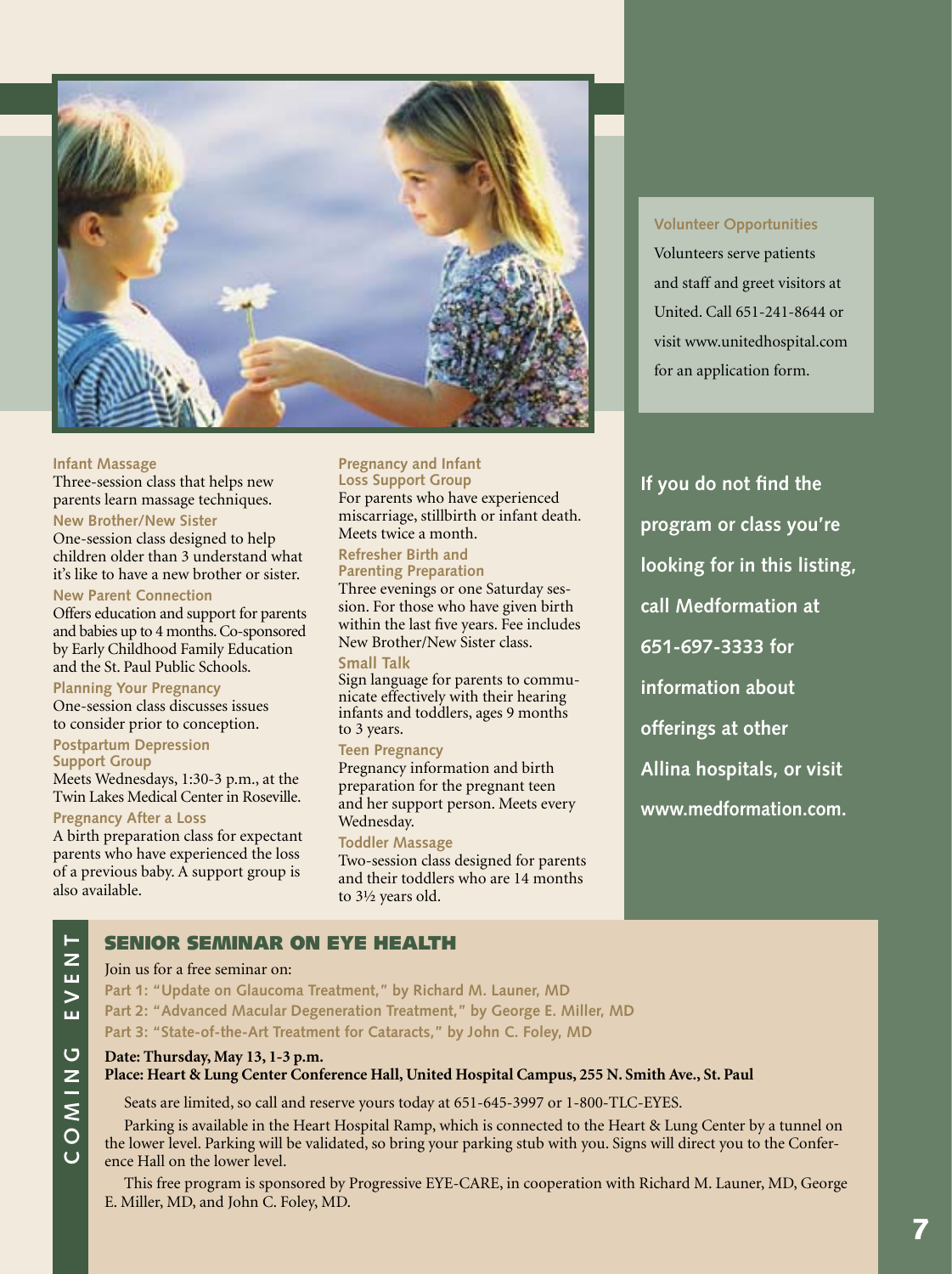### Infant Massage

Three-session class that helps new parents learn massage techniques.

### New Brother/New Sister

One-session class designed to help children older than 3 understand what it's like to have a new brother or sister.

### New Parent Connection

Offers education and support for parents and babies up to 4 months. Co-sponsored by Early Childhood Family Education and the St. Paul Public Schools.

### Planning Your Pregnancy

One-session class discusses issues to consider prior to conception.

### Postpartum Depression Support Group

Meets Wednesdays, 1:30-3 p.m., at the Twin Lakes Medical Center in Roseville.

### Pregnancy After a Loss

A birth preparation class for expectant parents who have experienced the loss of a previous baby. A support group is also available.

### Pregnancy and Infant Loss Support Group

For parents who have experienced miscarriage, stillbirth or infant death. Meets twice a month.

### Refresher Birth and Parenting Preparation

Three evenings or one Saturday session. For those who have given birth within the last five years. Fee includes New Brother/New Sister class.

### Small Talk

Sign language for parents to communicate effectively with their hearing infants and toddlers, ages 9 months to 3 years.

### Teen Pregnancy

Pregnancy information and birth preparation for the pregnant teen and her support person. Meets every Wednesday.

### Toddler Massage

Two-session class designed for parents and their toddlers who are 14 months to 3½ years old.

### Volunteer Opportunities

Volunteers serve patients and staff and greet visitors at United. Call 651-241-8644 or visit www.unitedhospital.com for an application form.

**If you do not find the program or class you're looking for in this listing, call Medformation at 651-697-3333 for information about offerings at other Allina hospitals, or visit www.medformation.com.**

COMING EVENT

## SENIOR SEMINAR ON EYE HEALTH

Join us for a free seminar on:

Part 1: "Update on Glaucoma Treatment," by Richard M. Launer, MD
Part 2: "Advanced Macular Degeneration Treatment," by George E. Miller, MD
Part 3: "State-of-the-Art Treatment for Cataracts," by John C. Foley, MD

**Date: Thursday, May 13, 1-3 p.m.**
**Place: Heart & Lung Center Conference Hall, United Hospital Campus, 255 N. Smith Ave., St. Paul**

Seats are limited, so call and reserve yours today at 651-645-3997 or 1-800-TLC-EYES.

Parking is available in the Heart Hospital Ramp, which is connected to the Heart & Lung Center by a tunnel on the lower level. Parking will be validated, so bring your parking stub with you. Signs will direct you to the Conference Hall on the lower level.

This free program is sponsored by Progressive EYE-CARE, in cooperation with Richard M. Launer, MD, George E. Miller, MD, and John C. Foley, MD.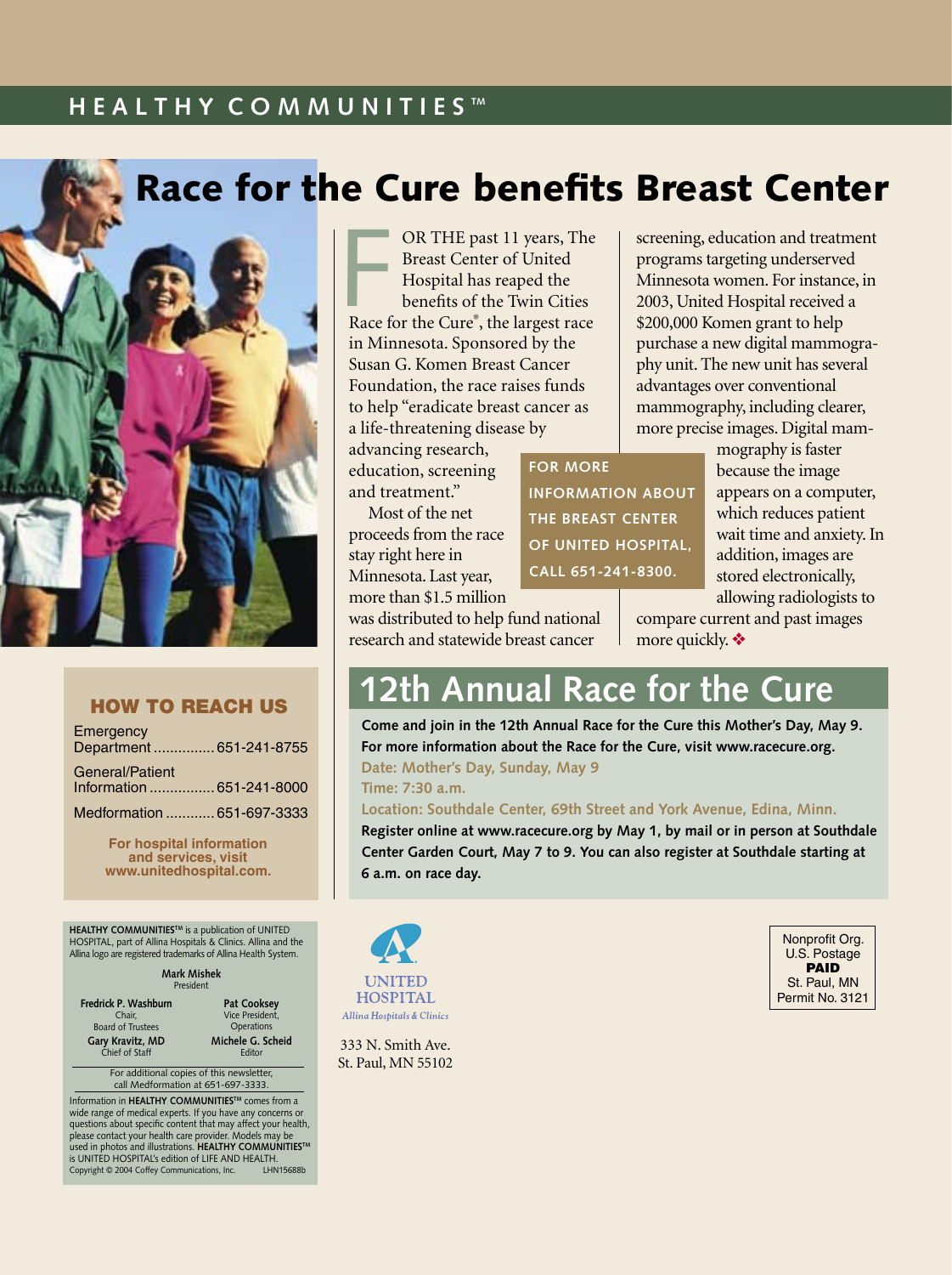HEALTHY COMMUNITIES™

# Race for the Cure benefits Breast Center

FOR THE past 11 years, The Breast Center of United Hospital has reaped the benefits of the Twin Cities Race for the Cure®, the largest race in Minnesota. Sponsored by the Susan G. Komen Breast Cancer Foundation, the race raises funds to help "eradicate breast cancer as a life-threatening disease by advancing research, education, screening and treatment."

Most of the net proceeds from the race stay right here in Minnesota. Last year, more than $1.5 million was distributed to help fund national research and statewide breast cancer screening, education and treatment programs targeting underserved Minnesota women. For instance, in 2003, United Hospital received a $200,000 Komen grant to help purchase a new digital mammography unit. The new unit has several advantages over conventional mammography, including clearer, more precise images. Digital mammography is faster because the image appears on a computer, which reduces patient wait time and anxiety. In addition, images are stored electronically, allowing radiologists to compare current and past images more quickly. ❖

**FOR MORE INFORMATION ABOUT THE BREAST CENTER OF UNITED HOSPITAL, CALL 651-241-8300.**

## 12th Annual Race for the Cure

**Come and join in the 12th Annual Race for the Cure this Mother's Day, May 9. For more information about the Race for the Cure, visit www.racecure.org.**

**Date: Mother's Day, Sunday, May 9**

**Time: 7:30 a.m.**

**Location: Southdale Center, 69th Street and York Avenue, Edina, Minn.**

**Register online at www.racecure.org by May 1, by mail or in person at Southdale Center Garden Court, May 7 to 9. You can also register at Southdale starting at 6 a.m. on race day.**

## HOW TO REACH US

Emergency Department ............... 651-241-8755

General/Patient Information ................ 651-241-8000

Medformation ............ 651-697-3333

**For hospital information and services, visit www.unitedhospital.com.**

**HEALTHY COMMUNITIES™** is a publication of UNITED HOSPITAL, part of Allina Hospitals & Clinics. Allina and the Allina logo are registered trademarks of Allina Health System.

**Mark Mishek**
President

**Fredrick P. Washburn**
Chair, Board of Trustees

**Pat Cooksey**
Vice President, Operations

**Gary Kravitz, MD**
Chief of Staff

**Michele G. Scheid**
Editor

For additional copies of this newsletter, call Medformation at 651-697-3333.

Information in **HEALTHY COMMUNITIES™** comes from a wide range of medical experts. If you have any concerns or questions about specific content that may affect your health, please contact your health care provider. Models may be used in photos and illustrations. **HEALTHY COMMUNITIES™** is UNITED HOSPITAL's edition of LIFE AND HEALTH.
Copyright © 2004 Coffey Communications, Inc. LHN15688b

UNITED HOSPITAL
Allina Hospitals & Clinics

333 N. Smith Ave.
St. Paul, MN 55102

Nonprofit Org.
U.S. Postage
**PAID**
St. Paul, MN
Permit No. 3121